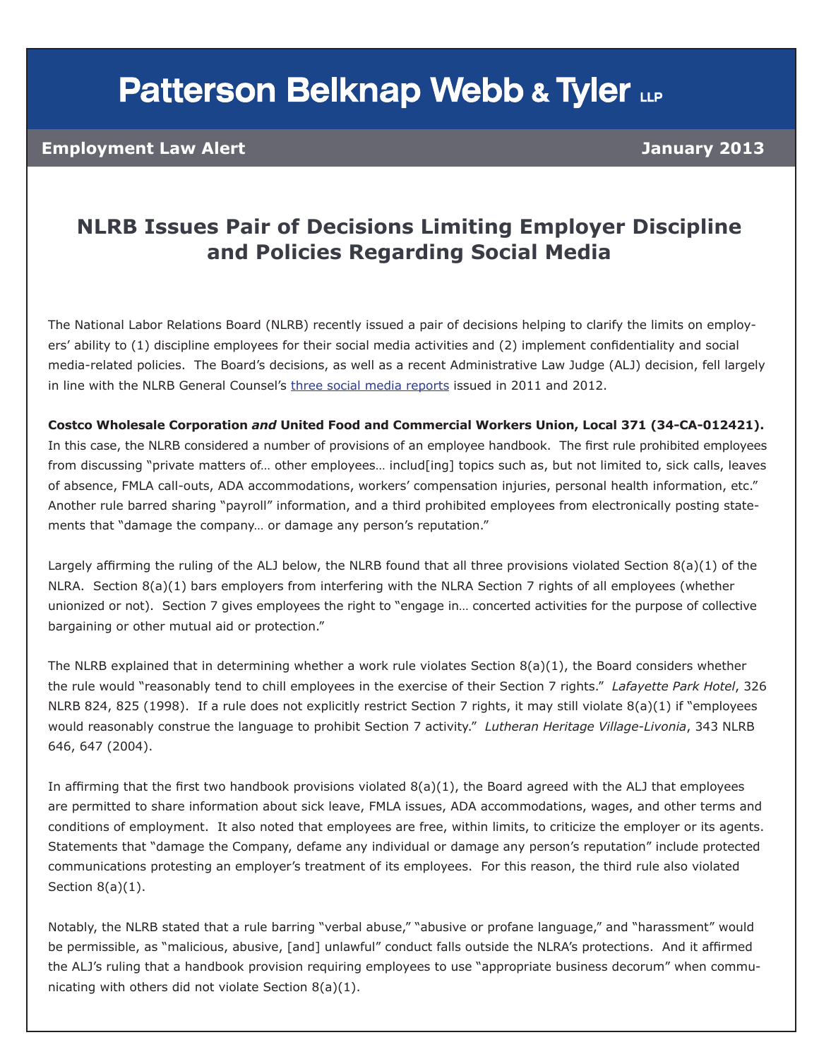# Patterson Belknap Webb & Tyler LLP

**Employment Law Alert** **January 2013**

## NLRB Issues Pair of Decisions Limiting Employer Discipline and Policies Regarding Social Media

The National Labor Relations Board (NLRB) recently issued a pair of decisions helping to clarify the limits on employers' ability to (1) discipline employees for their social media activities and (2) implement confidentiality and social media-related policies. The Board's decisions, as well as a recent Administrative Law Judge (ALJ) decision, fell largely in line with the NLRB General Counsel's three social media reports issued in 2011 and 2012.

**Costco Wholesale Corporation *and* United Food and Commercial Workers Union, Local 371 (34-CA-012421).** In this case, the NLRB considered a number of provisions of an employee handbook. The first rule prohibited employees from discussing "private matters of… other employees… includ[ing] topics such as, but not limited to, sick calls, leaves of absence, FMLA call-outs, ADA accommodations, workers' compensation injuries, personal health information, etc." Another rule barred sharing "payroll" information, and a third prohibited employees from electronically posting statements that "damage the company… or damage any person's reputation."

Largely affirming the ruling of the ALJ below, the NLRB found that all three provisions violated Section 8(a)(1) of the NLRA. Section 8(a)(1) bars employers from interfering with the NLRA Section 7 rights of all employees (whether unionized or not). Section 7 gives employees the right to "engage in… concerted activities for the purpose of collective bargaining or other mutual aid or protection."

The NLRB explained that in determining whether a work rule violates Section 8(a)(1), the Board considers whether the rule would "reasonably tend to chill employees in the exercise of their Section 7 rights." *Lafayette Park Hotel*, 326 NLRB 824, 825 (1998). If a rule does not explicitly restrict Section 7 rights, it may still violate 8(a)(1) if "employees would reasonably construe the language to prohibit Section 7 activity." *Lutheran Heritage Village-Livonia*, 343 NLRB 646, 647 (2004).

In affirming that the first two handbook provisions violated 8(a)(1), the Board agreed with the ALJ that employees are permitted to share information about sick leave, FMLA issues, ADA accommodations, wages, and other terms and conditions of employment. It also noted that employees are free, within limits, to criticize the employer or its agents. Statements that "damage the Company, defame any individual or damage any person's reputation" include protected communications protesting an employer's treatment of its employees. For this reason, the third rule also violated Section 8(a)(1).

Notably, the NLRB stated that a rule barring "verbal abuse," "abusive or profane language," and "harassment" would be permissible, as "malicious, abusive, [and] unlawful" conduct falls outside the NLRA's protections. And it affirmed the ALJ's ruling that a handbook provision requiring employees to use "appropriate business decorum" when communicating with others did not violate Section 8(a)(1).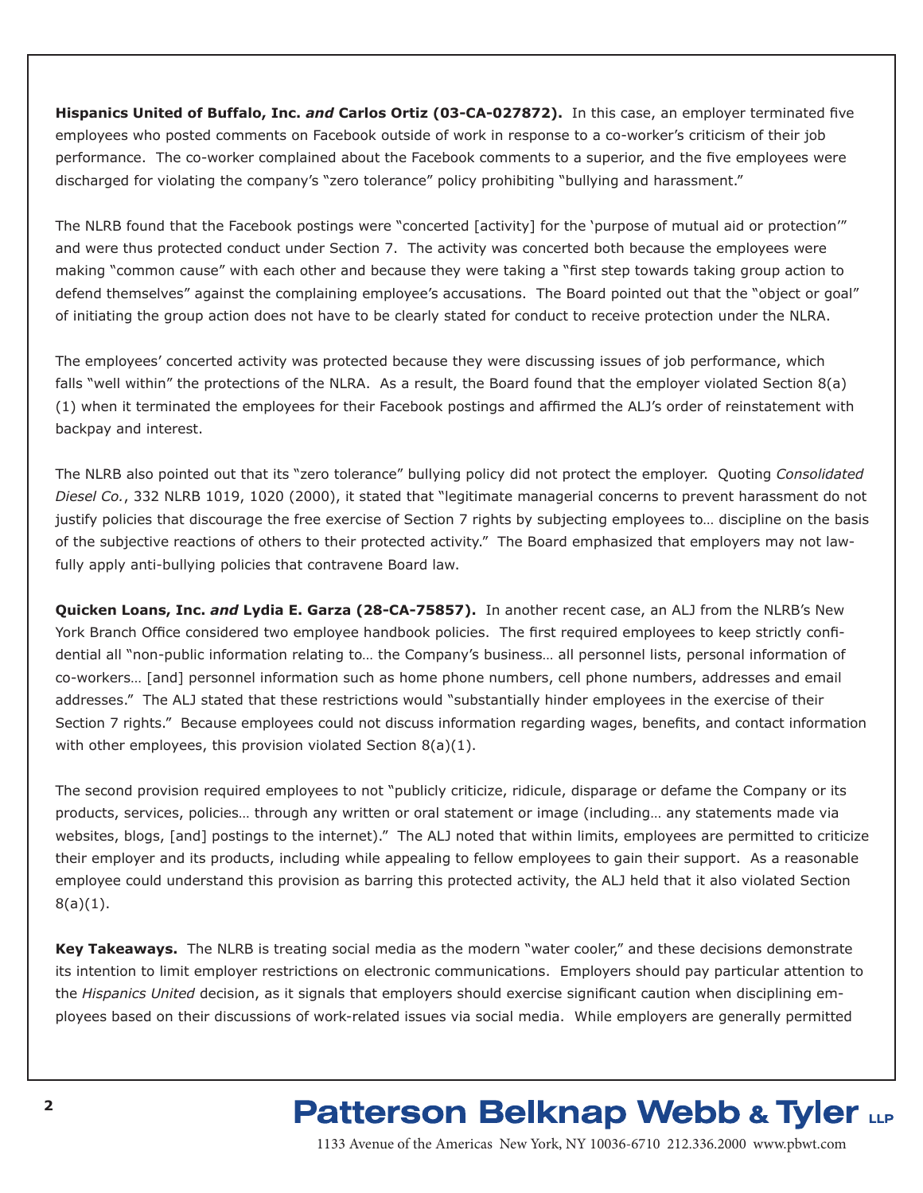**Hispanics United of Buffalo, Inc. *and* Carlos Ortiz (03-CA-027872).** In this case, an employer terminated five employees who posted comments on Facebook outside of work in response to a co-worker's criticism of their job performance. The co-worker complained about the Facebook comments to a superior, and the five employees were discharged for violating the company's "zero tolerance" policy prohibiting "bullying and harassment."

The NLRB found that the Facebook postings were "concerted [activity] for the 'purpose of mutual aid or protection'" and were thus protected conduct under Section 7. The activity was concerted both because the employees were making "common cause" with each other and because they were taking a "first step towards taking group action to defend themselves" against the complaining employee's accusations. The Board pointed out that the "object or goal" of initiating the group action does not have to be clearly stated for conduct to receive protection under the NLRA.

The employees' concerted activity was protected because they were discussing issues of job performance, which falls "well within" the protections of the NLRA. As a result, the Board found that the employer violated Section 8(a)(1) when it terminated the employees for their Facebook postings and affirmed the ALJ's order of reinstatement with backpay and interest.

The NLRB also pointed out that its "zero tolerance" bullying policy did not protect the employer. Quoting *Consolidated Diesel Co.*, 332 NLRB 1019, 1020 (2000), it stated that "legitimate managerial concerns to prevent harassment do not justify policies that discourage the free exercise of Section 7 rights by subjecting employees to… discipline on the basis of the subjective reactions of others to their protected activity." The Board emphasized that employers may not lawfully apply anti-bullying policies that contravene Board law.

**Quicken Loans, Inc. *and* Lydia E. Garza (28-CA-75857).** In another recent case, an ALJ from the NLRB's New York Branch Office considered two employee handbook policies. The first required employees to keep strictly confidential all "non-public information relating to… the Company's business… all personnel lists, personal information of co-workers… [and] personnel information such as home phone numbers, cell phone numbers, addresses and email addresses." The ALJ stated that these restrictions would "substantially hinder employees in the exercise of their Section 7 rights." Because employees could not discuss information regarding wages, benefits, and contact information with other employees, this provision violated Section 8(a)(1).

The second provision required employees to not "publicly criticize, ridicule, disparage or defame the Company or its products, services, policies… through any written or oral statement or image (including… any statements made via websites, blogs, [and] postings to the internet)." The ALJ noted that within limits, employees are permitted to criticize their employer and its products, including while appealing to fellow employees to gain their support. As a reasonable employee could understand this provision as barring this protected activity, the ALJ held that it also violated Section 8(a)(1).

**Key Takeaways.** The NLRB is treating social media as the modern "water cooler," and these decisions demonstrate its intention to limit employer restrictions on electronic communications. Employers should pay particular attention to the *Hispanics United* decision, as it signals that employers should exercise significant caution when disciplining employees based on their discussions of work-related issues via social media. While employers are generally permitted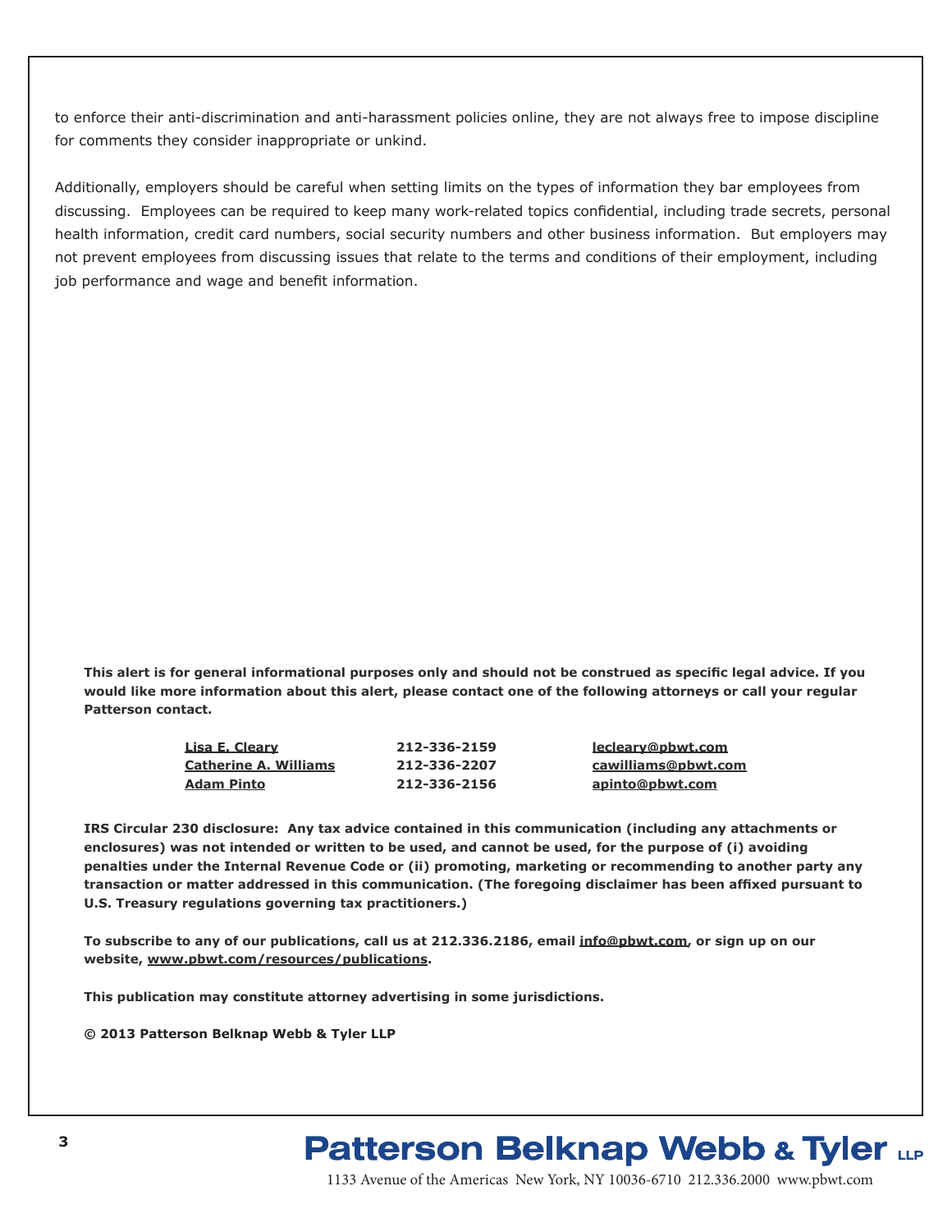to enforce their anti-discrimination and anti-harassment policies online, they are not always free to impose discipline for comments they consider inappropriate or unkind.

Additionally, employers should be careful when setting limits on the types of information they bar employees from discussing. Employees can be required to keep many work-related topics confidential, including trade secrets, personal health information, credit card numbers, social security numbers and other business information. But employers may not prevent employees from discussing issues that relate to the terms and conditions of their employment, including job performance and wage and benefit information.

**This alert is for general informational purposes only and should not be construed as specific legal advice. If you would like more information about this alert, please contact one of the following attorneys or call your regular Patterson contact.**

| | | |
|---|---|---|
| **Lisa E. Cleary** | **212-336-2159** | **lecleary@pbwt.com** |
| **Catherine A. Williams** | **212-336-2207** | **cawilliams@pbwt.com** |
| **Adam Pinto** | **212-336-2156** | **apinto@pbwt.com** |

**IRS Circular 230 disclosure: Any tax advice contained in this communication (including any attachments or enclosures) was not intended or written to be used, and cannot be used, for the purpose of (i) avoiding penalties under the Internal Revenue Code or (ii) promoting, marketing or recommending to another party any transaction or matter addressed in this communication. (The foregoing disclaimer has been affixed pursuant to U.S. Treasury regulations governing tax practitioners.)**

**To subscribe to any of our publications, call us at 212.336.2186, email info@pbwt.com, or sign up on our website, www.pbwt.com/resources/publications.**

**This publication may constitute attorney advertising in some jurisdictions.**

**© 2013 Patterson Belknap Webb & Tyler LLP**

**Patterson Belknap Webb & Tyler LLP**

1133 Avenue of the Americas New York, NY 10036-6710 212.336.2000 www.pbwt.com